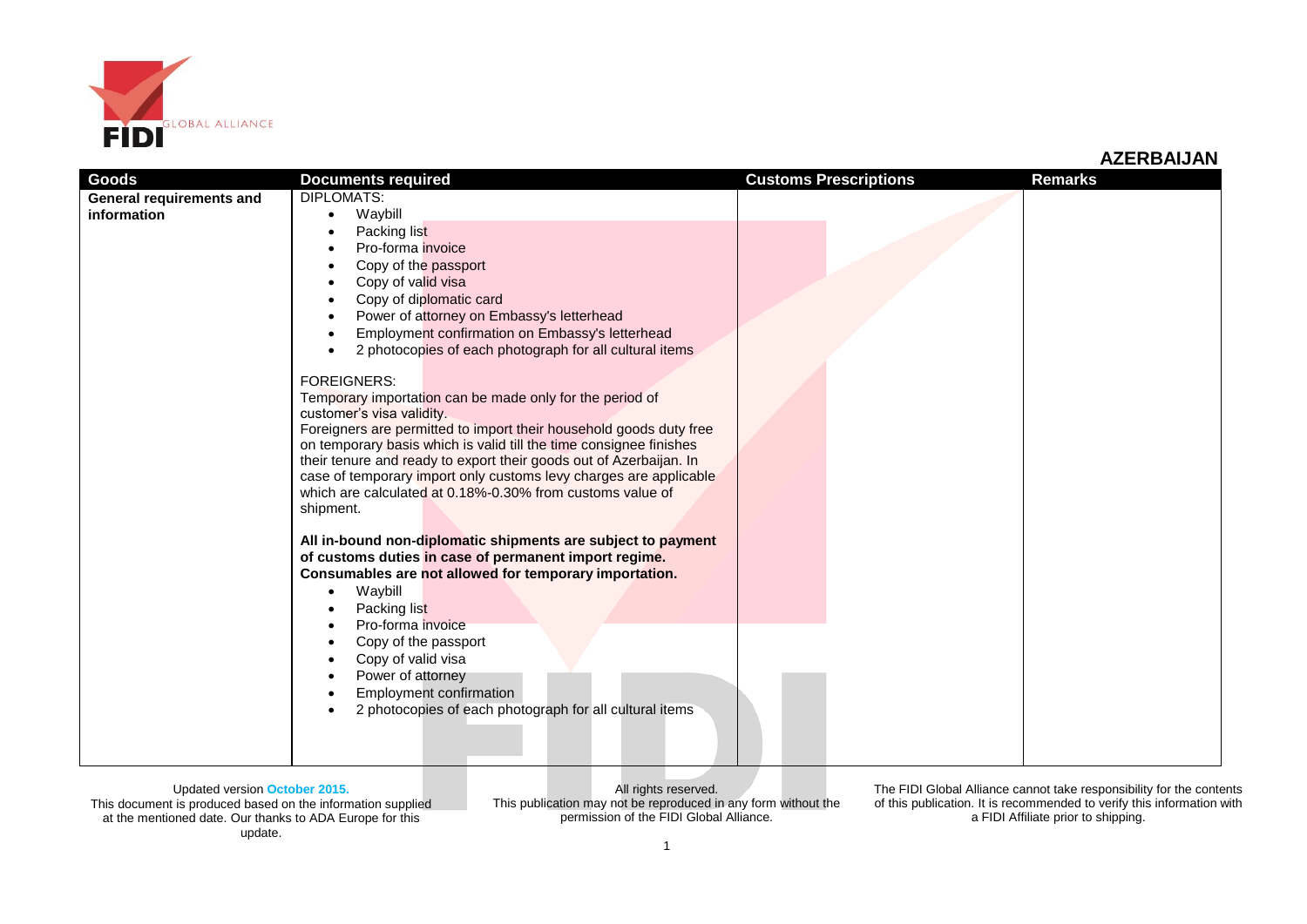# AZERBAIJAN

| Goods | Documents required | Customs Prescriptions | Remarks |
|---|---|---|---|
| **General requirements and information** | DIPLOMATS:<br>• Waybill<br>• Packing list<br>• Pro-forma invoice<br>• Copy of the passport<br>• Copy of valid visa<br>• Copy of diplomatic card<br>• Power of attorney on Embassy's letterhead<br>• Employment confirmation on Embassy's letterhead<br>• 2 photocopies of each photograph for all cultural items<br><br>FOREIGNERS:<br>Temporary importation can be made only for the period of customer's visa validity.<br>Foreigners are permitted to import their household goods duty free on temporary basis which is valid till the time consignee finishes their tenure and ready to export their goods out of Azerbaijan. In case of temporary import only customs levy charges are applicable which are calculated at 0.18%-0.30% from customs value of shipment.<br><br>**All in-bound non-diplomatic shipments are subject to payment of customs duties in case of permanent import regime. Consumables are not allowed for temporary importation.**<br>• Waybill<br>• Packing list<br>• Pro-forma invoice<br>• Copy of the passport<br>• Copy of valid visa<br>• Power of attorney<br>• Employment confirmation<br>• 2 photocopies of each photograph for all cultural items | | |

Updated version October 2015.
This document is produced based on the information supplied at the mentioned date. Our thanks to ADA Europe for this update.

All rights reserved.
This publication may not be reproduced in any form without the permission of the FIDI Global Alliance.

The FIDI Global Alliance cannot take responsibility for the contents of this publication. It is recommended to verify this information with a FIDI Affiliate prior to shipping.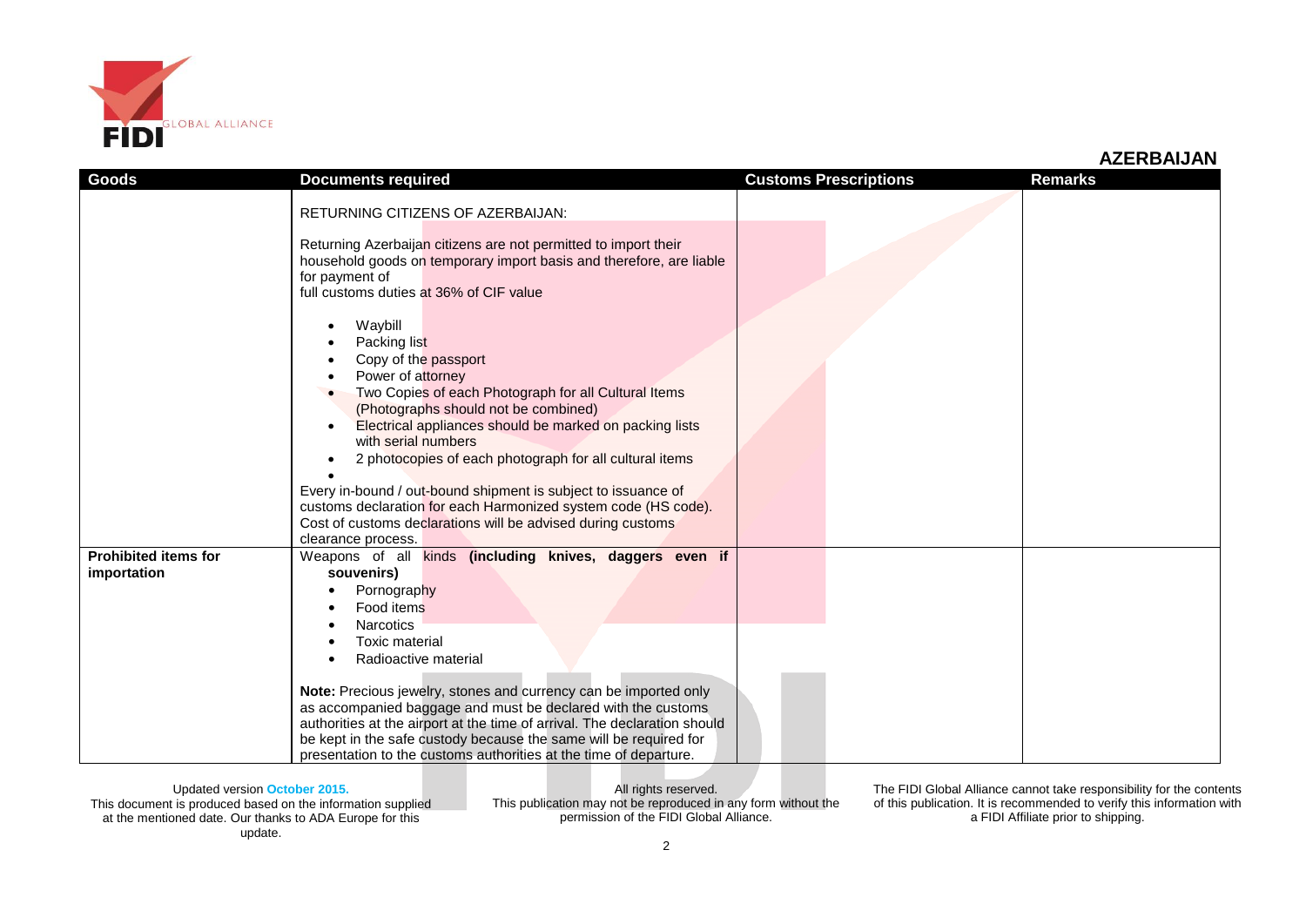## AZERBAIJAN

| Goods | Documents required | Customs Prescriptions | Remarks |
|---|---|---|---|
| | RETURNING CITIZENS OF AZERBAIJAN:<br><br>Returning Azerbaijan citizens are not permitted to import their household goods on temporary import basis and therefore, are liable for payment of<br>full customs duties at 36% of CIF value<br><br>• Waybill<br>• Packing list<br>• Copy of the passport<br>• Power of attorney<br>• Two Copies of each Photograph for all Cultural Items (Photographs should not be combined)<br>• Electrical appliances should be marked on packing lists with serial numbers<br>• 2 photocopies of each photograph for all cultural items<br>•<br><br>Every in-bound / out-bound shipment is subject to issuance of customs declaration for each Harmonized system code (HS code). Cost of customs declarations will be advised during customs clearance process. | | |
| **Prohibited items for importation** | Weapons of all kinds **(including knives, daggers even if souvenirs)**<br>• Pornography<br>• Food items<br>• Narcotics<br>• Toxic material<br>• Radioactive material<br><br>**Note:** Precious jewelry, stones and currency can be imported only as accompanied baggage and must be declared with the customs authorities at the airport at the time of arrival. The declaration should be kept in the safe custody because the same will be required for presentation to the customs authorities at the time of departure. | | |

Updated version October 2015.
This document is produced based on the information supplied at the mentioned date. Our thanks to ADA Europe for this update.

All rights reserved.
This publication may not be reproduced in any form without the permission of the FIDI Global Alliance.

The FIDI Global Alliance cannot take responsibility for the contents of this publication. It is recommended to verify this information with a FIDI Affiliate prior to shipping.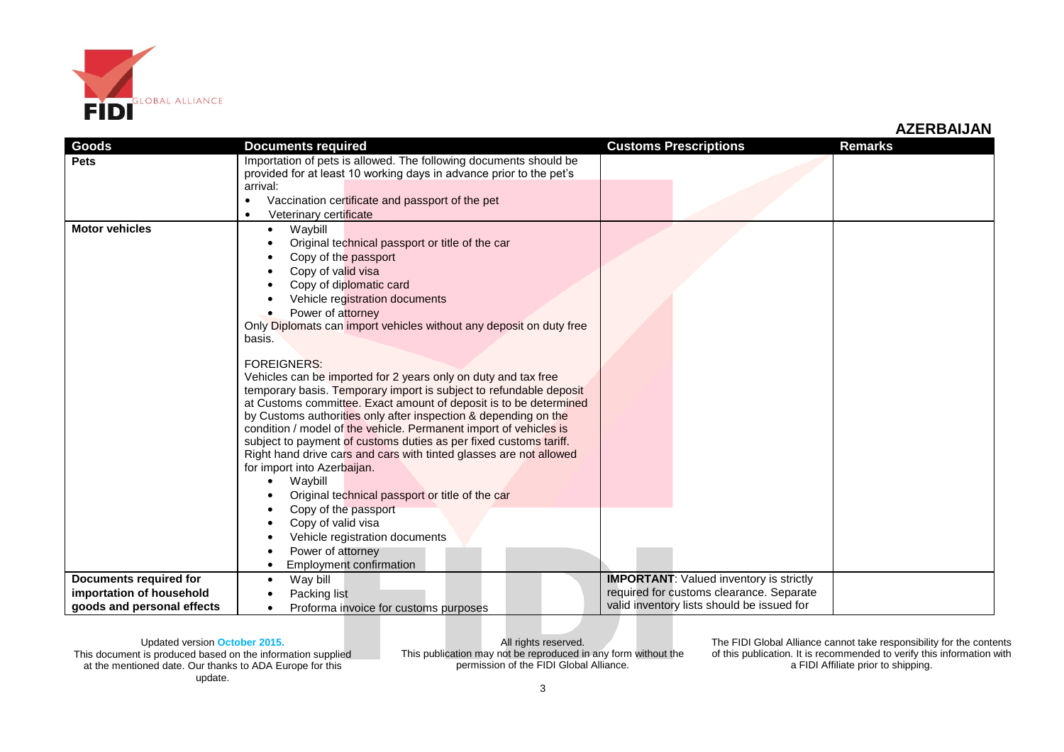## AZERBAIJAN

| Goods | Documents required | Customs Prescriptions | Remarks |
|---|---|---|---|
| **Pets** | Importation of pets is allowed. The following documents should be provided for at least 10 working days in advance prior to the pet's arrival:<br>• Vaccination certificate and passport of the pet<br>• Veterinary certificate | | |
| **Motor vehicles** | • Waybill<br>• Original technical passport or title of the car<br>• Copy of the passport<br>• Copy of valid visa<br>• Copy of diplomatic card<br>• Vehicle registration documents<br>• Power of attorney<br>Only Diplomats can import vehicles without any deposit on duty free basis.<br><br>FOREIGNERS:<br>Vehicles can be imported for 2 years only on duty and tax free temporary basis. Temporary import is subject to refundable deposit at Customs committee. Exact amount of deposit is to be determined by Customs authorities only after inspection & depending on the condition / model of the vehicle. Permanent import of vehicles is subject to payment of customs duties as per fixed customs tariff. Right hand drive cars and cars with tinted glasses are not allowed for import into Azerbaijan.<br>• Waybill<br>• Original technical passport or title of the car<br>• Copy of the passport<br>• Copy of valid visa<br>• Vehicle registration documents<br>• Power of attorney<br>• Employment confirmation | | |
| **Documents required for importation of household goods and personal effects** | • Way bill<br>• Packing list<br>• Proforma invoice for customs purposes | **IMPORTANT**: Valued inventory is strictly required for customs clearance. Separate valid inventory lists should be issued for | |

Updated version **October 2015.**
This document is produced based on the information supplied at the mentioned date. Our thanks to ADA Europe for this update.

All rights reserved.
This publication may not be reproduced in any form without the permission of the FIDI Global Alliance.

The FIDI Global Alliance cannot take responsibility for the contents of this publication. It is recommended to verify this information with a FIDI Affiliate prior to shipping.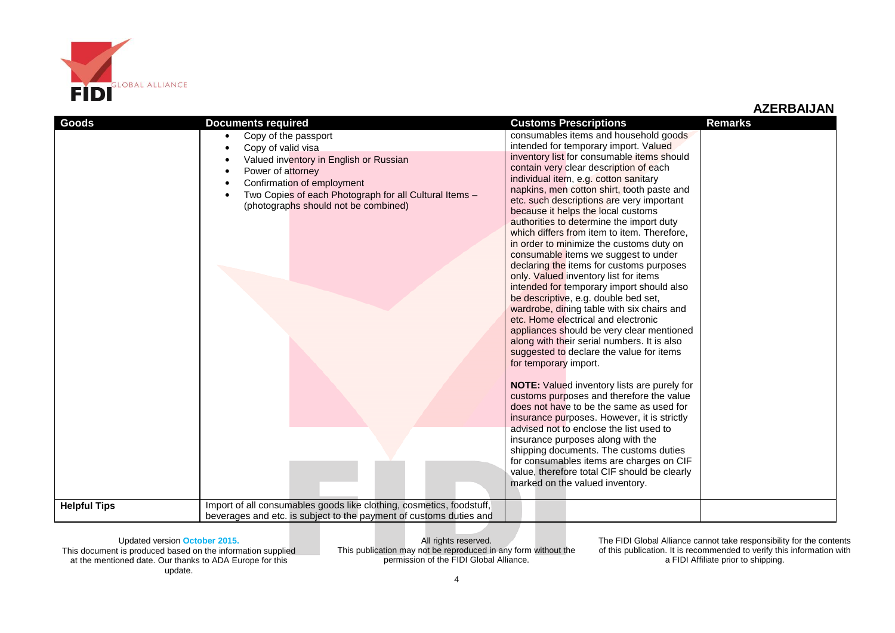## AZERBAIJAN

| Goods | Documents required | Customs Prescriptions | Remarks |
|---|---|---|---|
| | • Copy of the passport<br>• Copy of valid visa<br>• Valued inventory in English or Russian<br>• Power of attorney<br>• Confirmation of employment<br>• Two Copies of each Photograph for all Cultural Items – (photographs should not be combined) | consumables items and household goods intended for temporary import. Valued inventory list for consumable items should contain very clear description of each individual item, e.g. cotton sanitary napkins, men cotton shirt, tooth paste and etc. such descriptions are very important because it helps the local customs authorities to determine the import duty which differs from item to item. Therefore, in order to minimize the customs duty on consumable items we suggest to under declaring the items for customs purposes only. Valued inventory list for items intended for temporary import should also be descriptive, e.g. double bed set, wardrobe, dining table with six chairs and etc. Home electrical and electronic appliances should be very clear mentioned along with their serial numbers. It is also suggested to declare the value for items for temporary import.<br><br>**NOTE:** Valued inventory lists are purely for customs purposes and therefore the value does not have to be the same as used for insurance purposes. However, it is strictly advised not to enclose the list used to insurance purposes along with the shipping documents. The customs duties for consumables items are charges on CIF value, therefore total CIF should be clearly marked on the valued inventory. | |
| **Helpful Tips** | Import of all consumables goods like clothing, cosmetics, foodstuff, beverages and etc. is subject to the payment of customs duties and | | |

Updated version **October 2015.**
This document is produced based on the information supplied at the mentioned date. Our thanks to ADA Europe for this update.

All rights reserved.
This publication may not be reproduced in any form without the permission of the FIDI Global Alliance.

The FIDI Global Alliance cannot take responsibility for the contents of this publication. It is recommended to verify this information with a FIDI Affiliate prior to shipping.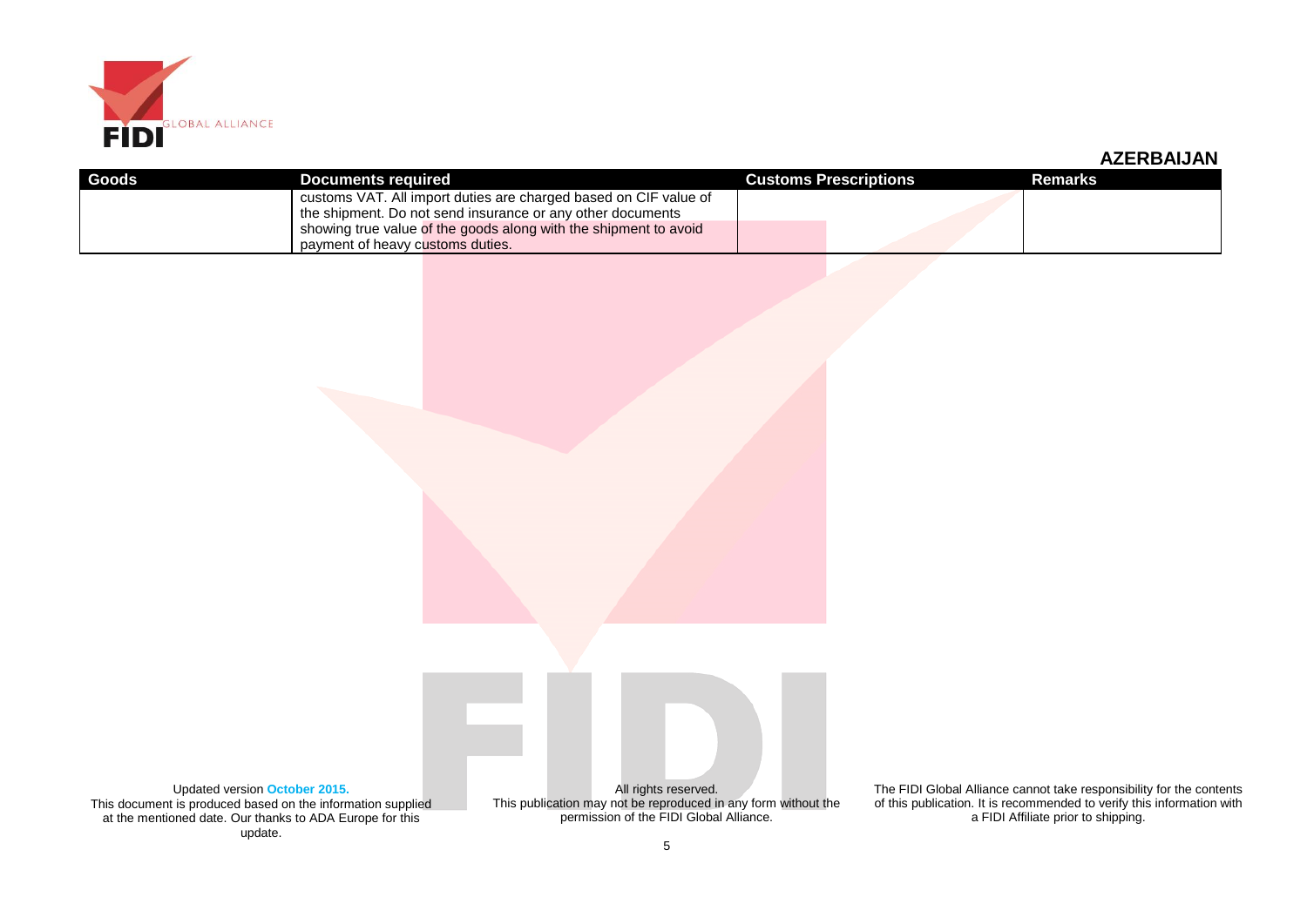## AZERBAIJAN

| Goods | Documents required | Customs Prescriptions | Remarks |
|---|---|---|---|
| | customs VAT. All import duties are charged based on CIF value of the shipment. Do not send insurance or any other documents showing true value of the goods along with the shipment to avoid payment of heavy customs duties. | | |

Updated version **October 2015.**
This document is produced based on the information supplied at the mentioned date. Our thanks to ADA Europe for this update.

All rights reserved.
This publication may not be reproduced in any form without the permission of the FIDI Global Alliance.

The FIDI Global Alliance cannot take responsibility for the contents of this publication. It is recommended to verify this information with a FIDI Affiliate prior to shipping.